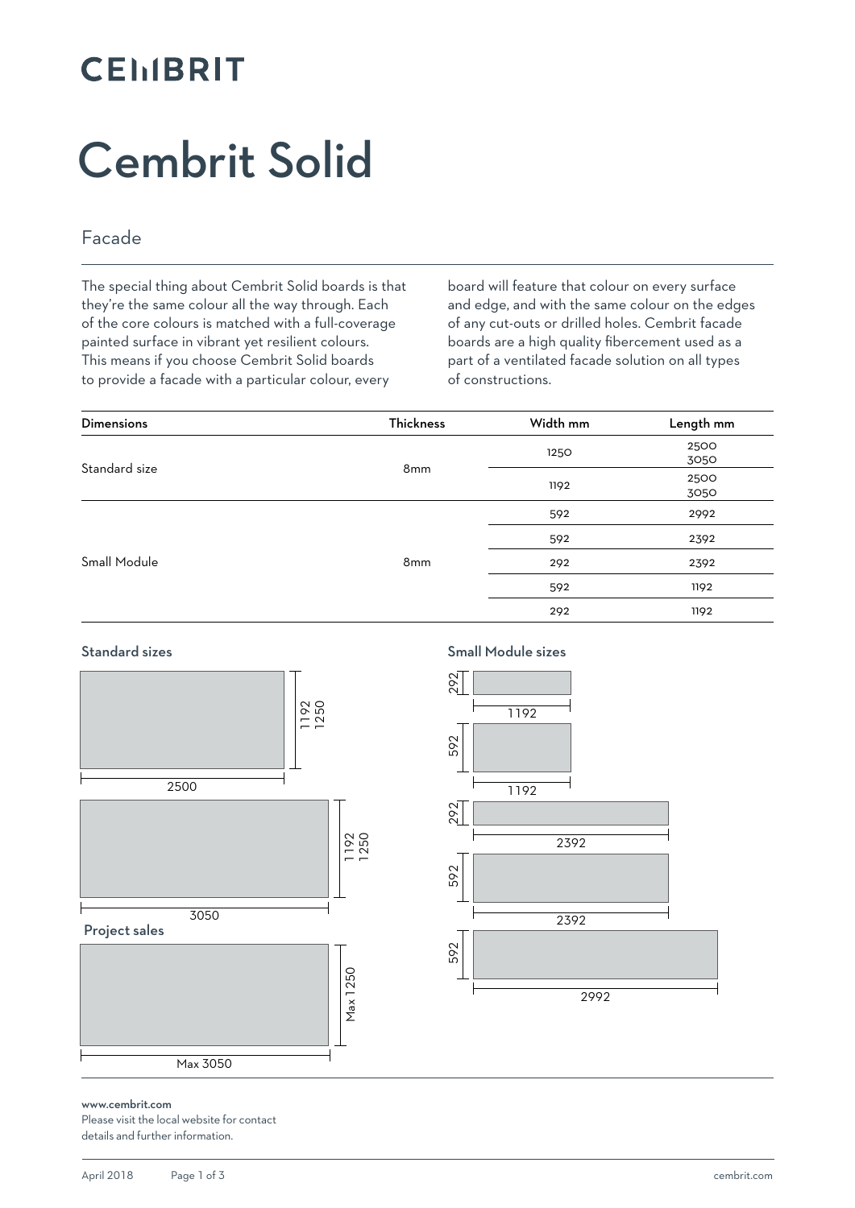# CEMBRIT

# Cembrit Solid

## Facade

The special thing about Cembrit Solid boards is that they're the same colour all the way through. Each of the core colours is matched with a full-coverage painted surface in vibrant yet resilient colours. This means if you choose Cembrit Solid boards to provide a facade with a particular colour, every board will feature that colour on every surface and edge, and with the same colour on the edges of any cut-outs or drilled holes. Cembrit facade boards are a high quality fibercement used as a part of a ventilated facade solution on all types of constructions.

| Dimensions | Thickness | Width mm | Length mm |
|---|---|---|---|
| Standard size | 8mm | 1250 | 2500<br>3050 |
| | | 1192 | 2500<br>3050 |
| Small Module | 8mm | 592 | 2992 |
| | | 592 | 2392 |
| | | 292 | 2392 |
| | | 592 | 1192 |
| | | 292 | 1192 |

### Standard sizes

1192
1250
2500

1192
1250
3050

### Project sales

Max 1250
Max 3050

### Small Module sizes

292
1192

592
1192

292
2392

592
2392

592
2992

**www.cembrit.com**
Please visit the local website for contact details and further information.

April 2018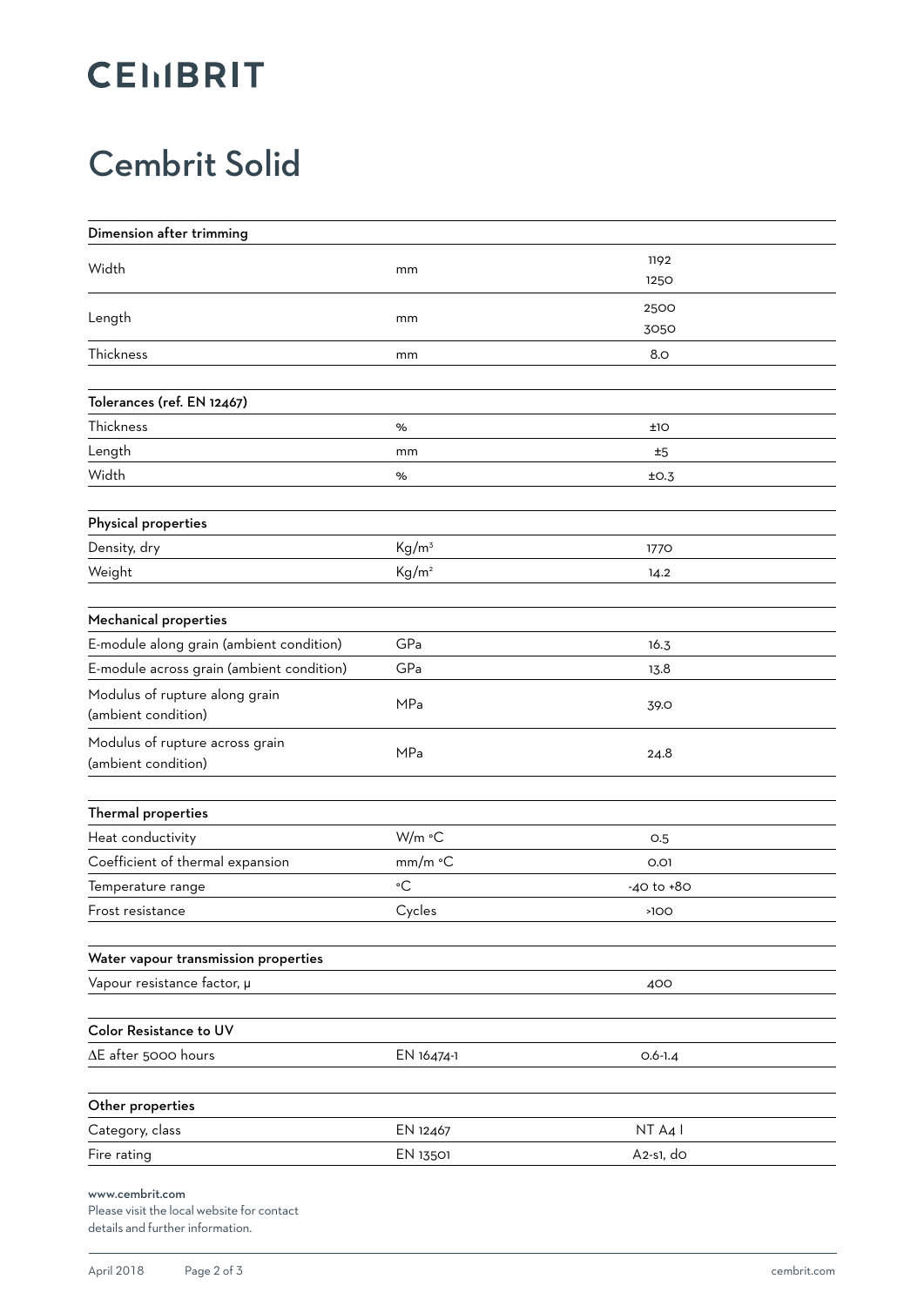# CEMBRIT

# Cembrit Solid

| Dimension after trimming | | |
|---|---|---|
| Width | mm | 1192<br>1250 |
| Length | mm | 2500<br>3050 |
| Thickness | mm | 8.0 |

| Tolerances (ref. EN 12467) | | |
|---|---|---|
| Thickness | % | ±10 |
| Length | mm | ±5 |
| Width | % | ±0.3 |

| Physical properties | | |
|---|---|---|
| Density, dry | $Kg/m^3$ | 1770 |
| Weight | $Kg/m^2$ | 14.2 |

| Mechanical properties | | |
|---|---|---|
| E-module along grain (ambient condition) | GPa | 16.3 |
| E-module across grain (ambient condition) | GPa | 13.8 |
| Modulus of rupture along grain (ambient condition) | MPa | 39.0 |
| Modulus of rupture across grain (ambient condition) | MPa | 24.8 |

| Thermal properties | | |
|---|---|---|
| Heat conductivity | W/m °C | 0.5 |
| Coefficient of thermal expansion | mm/m °C | 0.01 |
| Temperature range | °C | -40 to +80 |
| Frost resistance | Cycles | >100 |

| Water vapour transmission properties | | |
|---|---|---|
| Vapour resistance factor, μ | | 400 |

| Color Resistance to UV | | |
|---|---|---|
| ΔE after 5000 hours | EN 16474-1 | 0.6-1.4 |

| Other properties | | |
|---|---|---|
| Category, class | EN 12467 | NT A4 I |
| Fire rating | EN 13501 | A2-s1, d0 |

**www.cembrit.com**
Please visit the local website for contact details and further information.

April 2018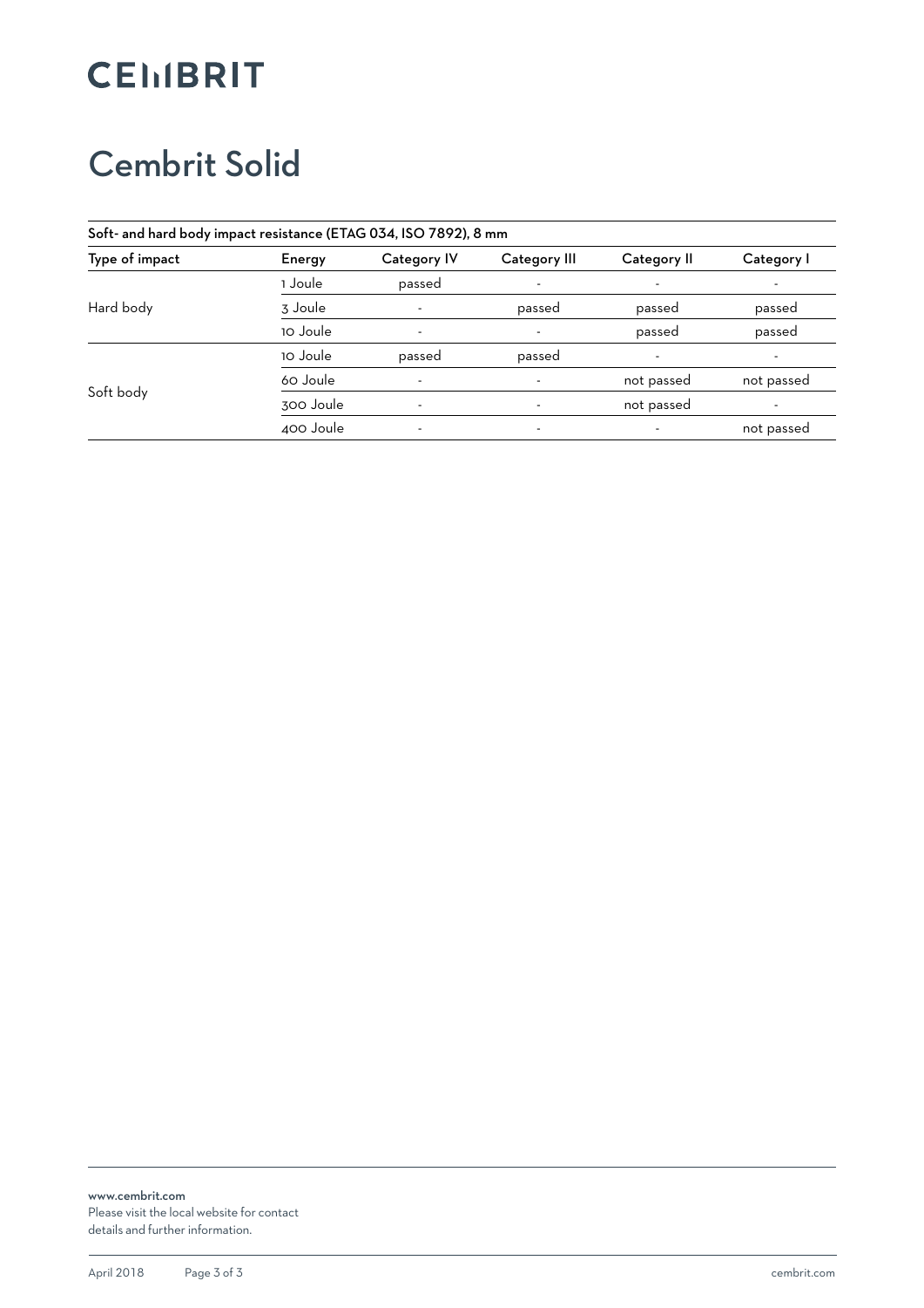# Cembrit Solid

**Soft- and hard body impact resistance (ETAG 034, ISO 7892), 8 mm**

| Type of impact | Energy | Category IV | Category III | Category II | Category I |
|---|---|---|---|---|---|
| Hard body | 1 Joule | passed | - | - | - |
| | 3 Joule | - | passed | passed | passed |
| | 10 Joule | - | - | passed | passed |
| Soft body | 10 Joule | passed | passed | - | - |
| | 60 Joule | - | - | not passed | not passed |
| | 300 Joule | - | - | not passed | - |
| | 400 Joule | - | - | - | not passed |

**www.cembrit.com**
Please visit the local website for contact details and further information.

April 2018